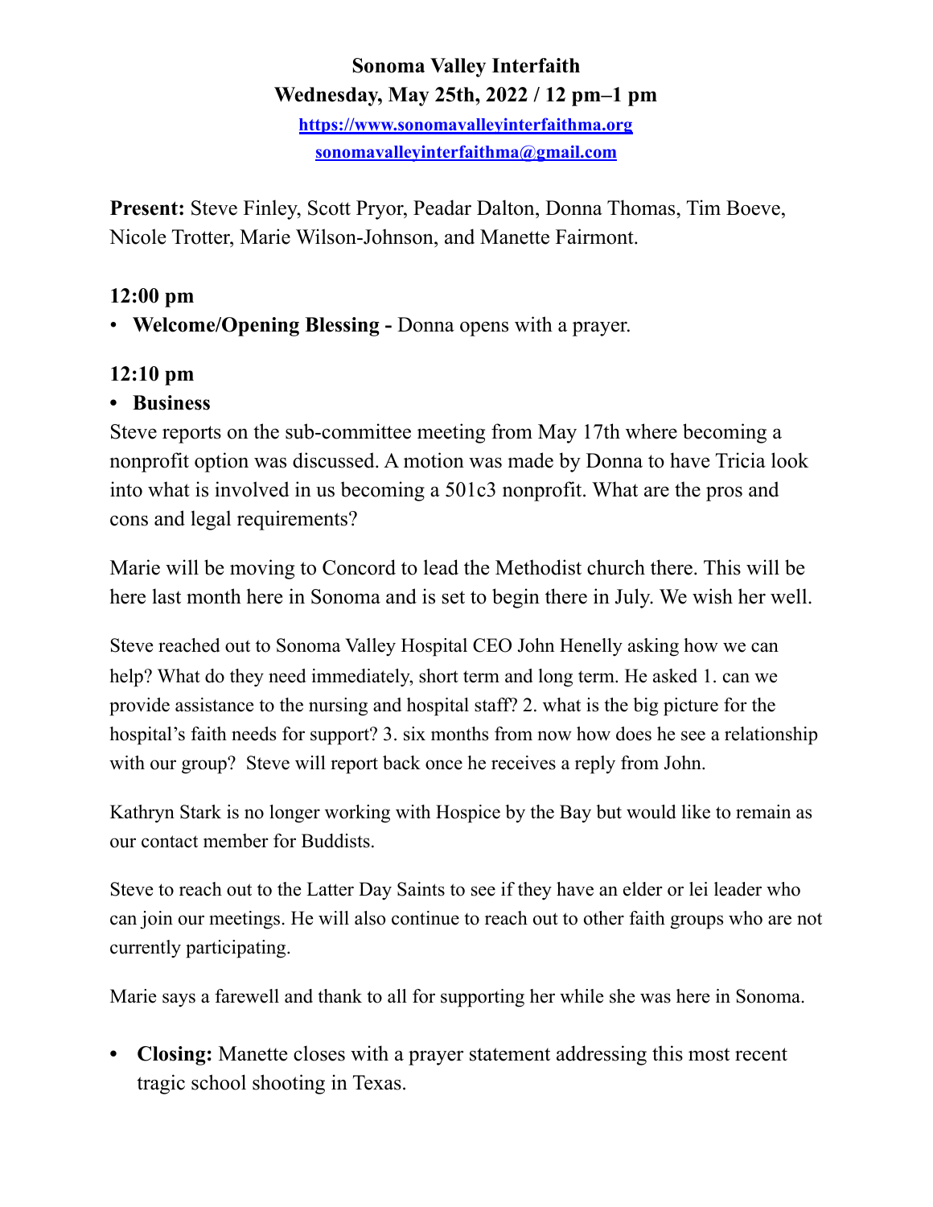**Sonoma Valley Interfaith**
**Wednesday, May 25th, 2022 / 12 pm–1 pm**

[https://www.sonomavalleyinterfaithma.org](https://www.sonomavalleyinterfaithma.org)
[sonomavalleyinterfaithma@gmail.com](mailto:sonomavalleyinterfaithma@gmail.com)

**Present:** Steve Finley, Scott Pryor, Peadar Dalton, Donna Thomas, Tim Boeve, Nicole Trotter, Marie Wilson-Johnson, and Manette Fairmont.

**12:00 pm**

- **Welcome/Opening Blessing -** Donna opens with a prayer.

**12:10 pm**

- **Business**

Steve reports on the sub-committee meeting from May 17th where becoming a nonprofit option was discussed. A motion was made by Donna to have Tricia look into what is involved in us becoming a 501c3 nonprofit. What are the pros and cons and legal requirements?

Marie will be moving to Concord to lead the Methodist church there. This will be here last month here in Sonoma and is set to begin there in July. We wish her well.

Steve reached out to Sonoma Valley Hospital CEO John Henelly asking how we can help? What do they need immediately, short term and long term. He asked 1. can we provide assistance to the nursing and hospital staff? 2. what is the big picture for the hospital's faith needs for support? 3. six months from now how does he see a relationship with our group? Steve will report back once he receives a reply from John.

Kathryn Stark is no longer working with Hospice by the Bay but would like to remain as our contact member for Buddists.

Steve to reach out to the Latter Day Saints to see if they have an elder or lei leader who can join our meetings. He will also continue to reach out to other faith groups who are not currently participating.

Marie says a farewell and thank to all for supporting her while she was here in Sonoma.

- **Closing:** Manette closes with a prayer statement addressing this most recent tragic school shooting in Texas.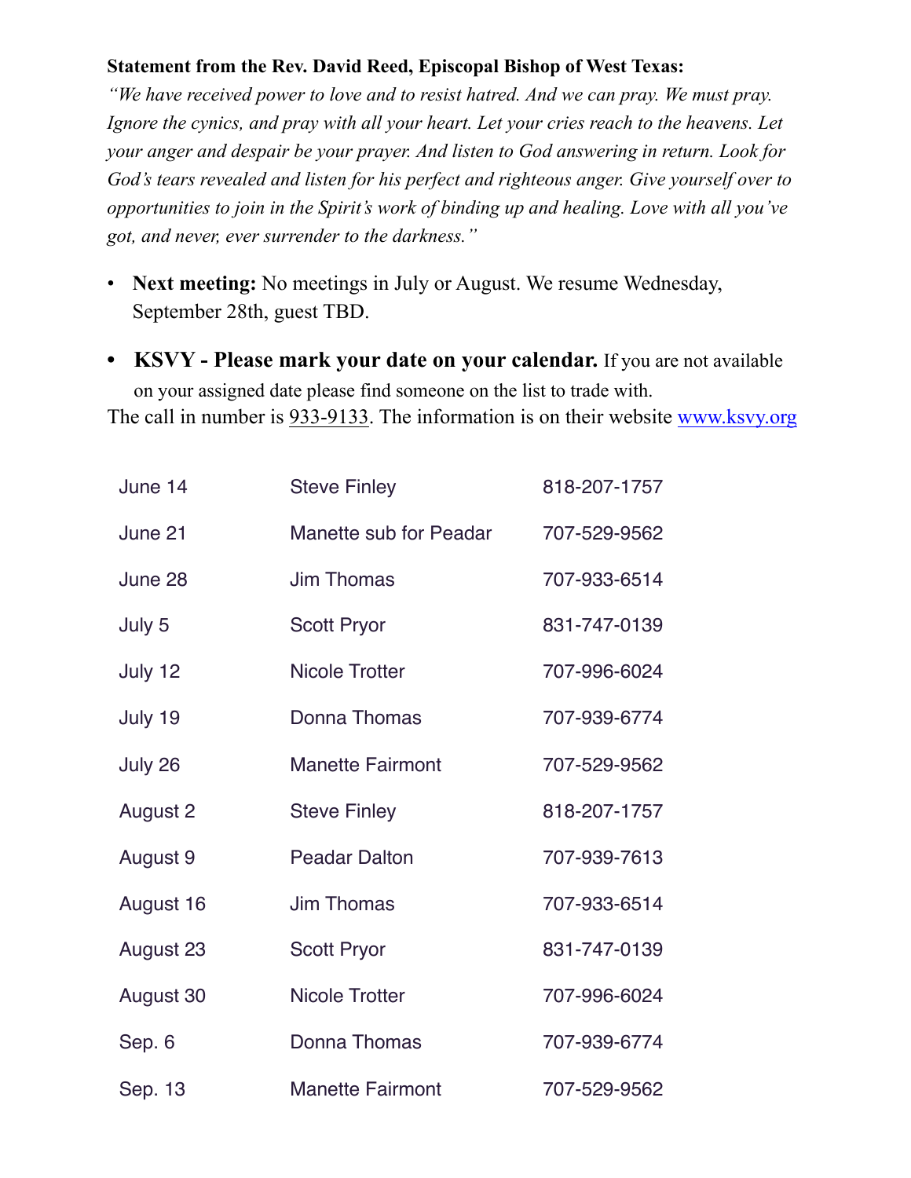**Statement from the Rev. David Reed, Episcopal Bishop of West Texas:**

*"We have received power to love and to resist hatred. And we can pray. We must pray. Ignore the cynics, and pray with all your heart. Let your cries reach to the heavens. Let your anger and despair be your prayer. And listen to God answering in return. Look for God's tears revealed and listen for his perfect and righteous anger. Give yourself over to opportunities to join in the Spirit's work of binding up and healing. Love with all you've got, and never, ever surrender to the darkness."*

- **Next meeting:** No meetings in July or August. We resume Wednesday, September 28th, guest TBD.
- **KSVY - Please mark your date on your calendar.** If you are not available on your assigned date please find someone on the list to trade with.

The call in number is 933-9133. The information is on their website www.ksvy.org

| | | |
|---|---|---|
| June 14 | Steve Finley | 818-207-1757 |
| June 21 | Manette sub for Peadar | 707-529-9562 |
| June 28 | Jim Thomas | 707-933-6514 |
| July 5 | Scott Pryor | 831-747-0139 |
| July 12 | Nicole Trotter | 707-996-6024 |
| July 19 | Donna Thomas | 707-939-6774 |
| July 26 | Manette Fairmont | 707-529-9562 |
| August 2 | Steve Finley | 818-207-1757 |
| August 9 | Peadar Dalton | 707-939-7613 |
| August 16 | Jim Thomas | 707-933-6514 |
| August 23 | Scott Pryor | 831-747-0139 |
| August 30 | Nicole Trotter | 707-996-6024 |
| Sep. 6 | Donna Thomas | 707-939-6774 |
| Sep. 13 | Manette Fairmont | 707-529-9562 |